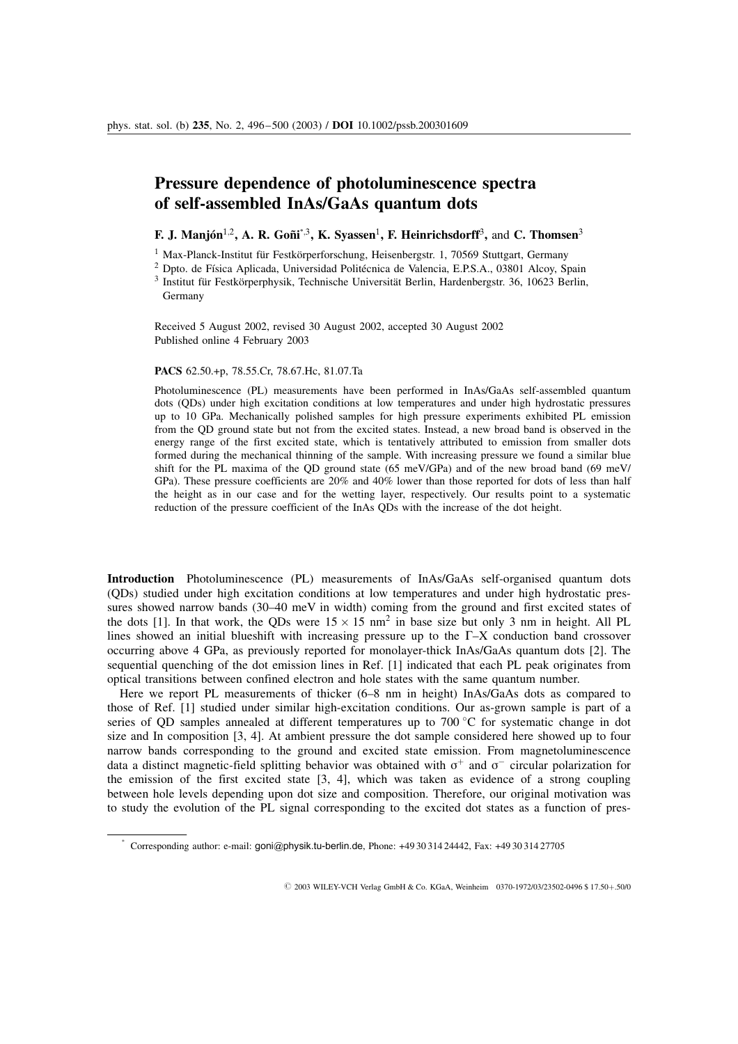# Pressure dependence of photoluminescence spectra of self-assembled InAs/GaAs quantum dots

**F. J. Manjón**[1,2], **A. R. Goñi**[*,3], **K. Syassen**[1], **F. Heinrichsdorff**[3], and **C. Thomsen**[3]

[1] Max-Planck-Institut für Festkörperforschung, Heisenbergstr. 1, 70569 Stuttgart, Germany

[2] Dpto. de Física Aplicada, Universidad Politécnica de Valencia, E.P.S.A., 03801 Alcoy, Spain

[3] Institut für Festkörperphysik, Technische Universität Berlin, Hardenbergstr. 36, 10623 Berlin, Germany

Received 5 August 2002, revised 30 August 2002, accepted 30 August 2002
Published online 4 February 2003

**PACS** 62.50.+p, 78.55.Cr, 78.67.Hc, 81.07.Ta

Photoluminescence (PL) measurements have been performed in InAs/GaAs self-assembled quantum dots (QDs) under high excitation conditions at low temperatures and under high hydrostatic pressures up to 10 GPa. Mechanically polished samples for high pressure experiments exhibited PL emission from the QD ground state but not from the excited states. Instead, a new broad band is observed in the energy range of the first excited state, which is tentatively attributed to emission from smaller dots formed during the mechanical thinning of the sample. With increasing pressure we found a similar blue shift for the PL maxima of the QD ground state (65 meV/GPa) and of the new broad band (69 meV/GPa). These pressure coefficients are 20% and 40% lower than those reported for dots of less than half the height as in our case and for the wetting layer, respectively. Our results point to a systematic reduction of the pressure coefficient of the InAs QDs with the increase of the dot height.

**Introduction** Photoluminescence (PL) measurements of InAs/GaAs self-organised quantum dots (QDs) studied under high excitation conditions at low temperatures and under high hydrostatic pressures showed narrow bands (30–40 meV in width) coming from the ground and first excited states of the dots [1]. In that work, the QDs were $15 \times 15$ nm$^2$ in base size but only 3 nm in height. All PL lines showed an initial blueshift with increasing pressure up to the Γ–X conduction band crossover occurring above 4 GPa, as previously reported for monolayer-thick InAs/GaAs quantum dots [2]. The sequential quenching of the dot emission lines in Ref. [1] indicated that each PL peak originates from optical transitions between confined electron and hole states with the same quantum number.

Here we report PL measurements of thicker (6–8 nm in height) InAs/GaAs dots as compared to those of Ref. [1] studied under similar high-excitation conditions. Our as-grown sample is part of a series of QD samples annealed at different temperatures up to 700 °C for systematic change in dot size and In composition [3, 4]. At ambient pressure the dot sample considered here showed up to four narrow bands corresponding to the ground and excited state emission. From magnetoluminescence data a distinct magnetic-field splitting behavior was obtained with $\sigma^+$ and $\sigma^-$ circular polarization for the emission of the first excited state [3, 4], which was taken as evidence of a strong coupling between hole levels depending upon dot size and composition. Therefore, our original motivation was to study the evolution of the PL signal corresponding to the excited dot states as a function of pres-

[*] Corresponding author: e-mail: goni@physik.tu-berlin.de, Phone: +49 30 314 24442, Fax: +49 30 314 27705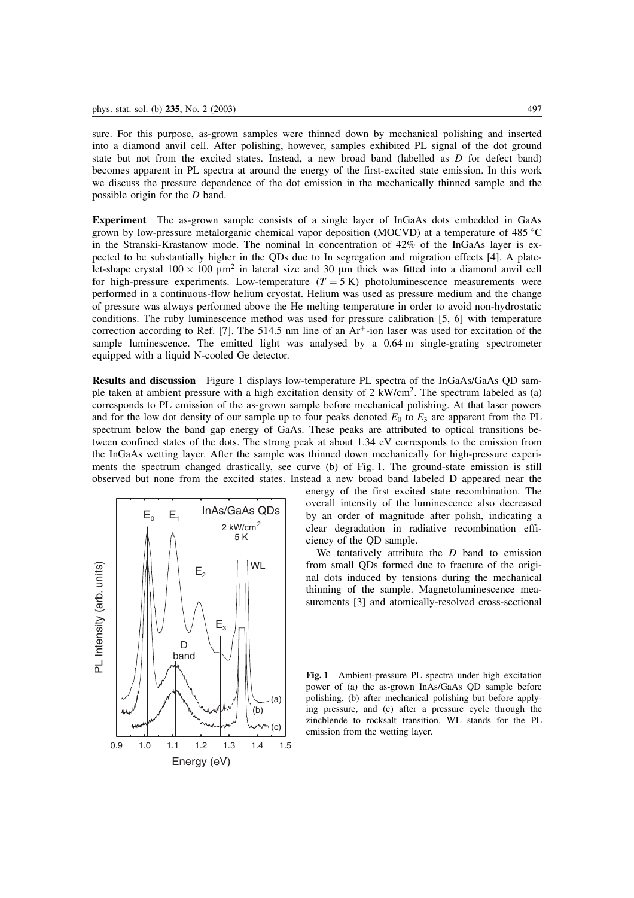sure. For this purpose, as-grown samples were thinned down by mechanical polishing and inserted into a diamond anvil cell. After polishing, however, samples exhibited PL signal of the dot ground state but not from the excited states. Instead, a new broad band (labelled as *D* for defect band) becomes apparent in PL spectra at around the energy of the first-excited state emission. In this work we discuss the pressure dependence of the dot emission in the mechanically thinned sample and the possible origin for the *D* band.

**Experiment** The as-grown sample consists of a single layer of InGaAs dots embedded in GaAs grown by low-pressure metalorganic chemical vapor deposition (MOCVD) at a temperature of 485 °C in the Stranski-Krastanow mode. The nominal In concentration of 42% of the InGaAs layer is expected to be substantially higher in the QDs due to In segregation and migration effects [4]. A platelet-shape crystal $100 \times 100$ μm$^2$ in lateral size and 30 μm thick was fitted into a diamond anvil cell for high-pressure experiments. Low-temperature ($T = 5$ K) photoluminescence measurements were performed in a continuous-flow helium cryostat. Helium was used as pressure medium and the change of pressure was always performed above the He melting temperature in order to avoid non-hydrostatic conditions. The ruby luminescence method was used for pressure calibration [5, 6] with temperature correction according to Ref. [7]. The 514.5 nm line of an $Ar^+$-ion laser was used for excitation of the sample luminescence. The emitted light was analysed by a 0.64 m single-grating spectrometer equipped with a liquid N-cooled Ge detector.

**Results and discussion** Figure 1 displays low-temperature PL spectra of the InGaAs/GaAs QD sample taken at ambient pressure with a high excitation density of 2 kW/cm$^2$. The spectrum labeled as (a) corresponds to PL emission of the as-grown sample before mechanical polishing. At that laser powers and for the low dot density of our sample up to four peaks denoted $E_0$ to $E_3$ are apparent from the PL spectrum below the band gap energy of GaAs. These peaks are attributed to optical transitions between confined states of the dots. The strong peak at about 1.34 eV corresponds to the emission from the InGaAs wetting layer. After the sample was thinned down mechanically for high-pressure experiments the spectrum changed drastically, see curve (b) of Fig. 1. The ground-state emission is still observed but none from the excited states. Instead a new broad band labeled D appeared near the energy of the first excited state recombination. The overall intensity of the luminescence also decreased by an order of magnitude after polish, indicating a clear degradation in radiative recombination efficiency of the QD sample.

We tentatively attribute the *D* band to emission from small QDs formed due to fracture of the original dots induced by tensions during the mechanical thinning of the sample. Magnetoluminescence measurements [3] and atomically-resolved cross-sectional

**Fig. 1** Ambient-pressure PL spectra under high excitation power of (a) the as-grown InAs/GaAs QD sample before polishing, (b) after mechanical polishing but before applying pressure, and (c) after a pressure cycle through the zincblende to rocksalt transition. WL stands for the PL emission from the wetting layer.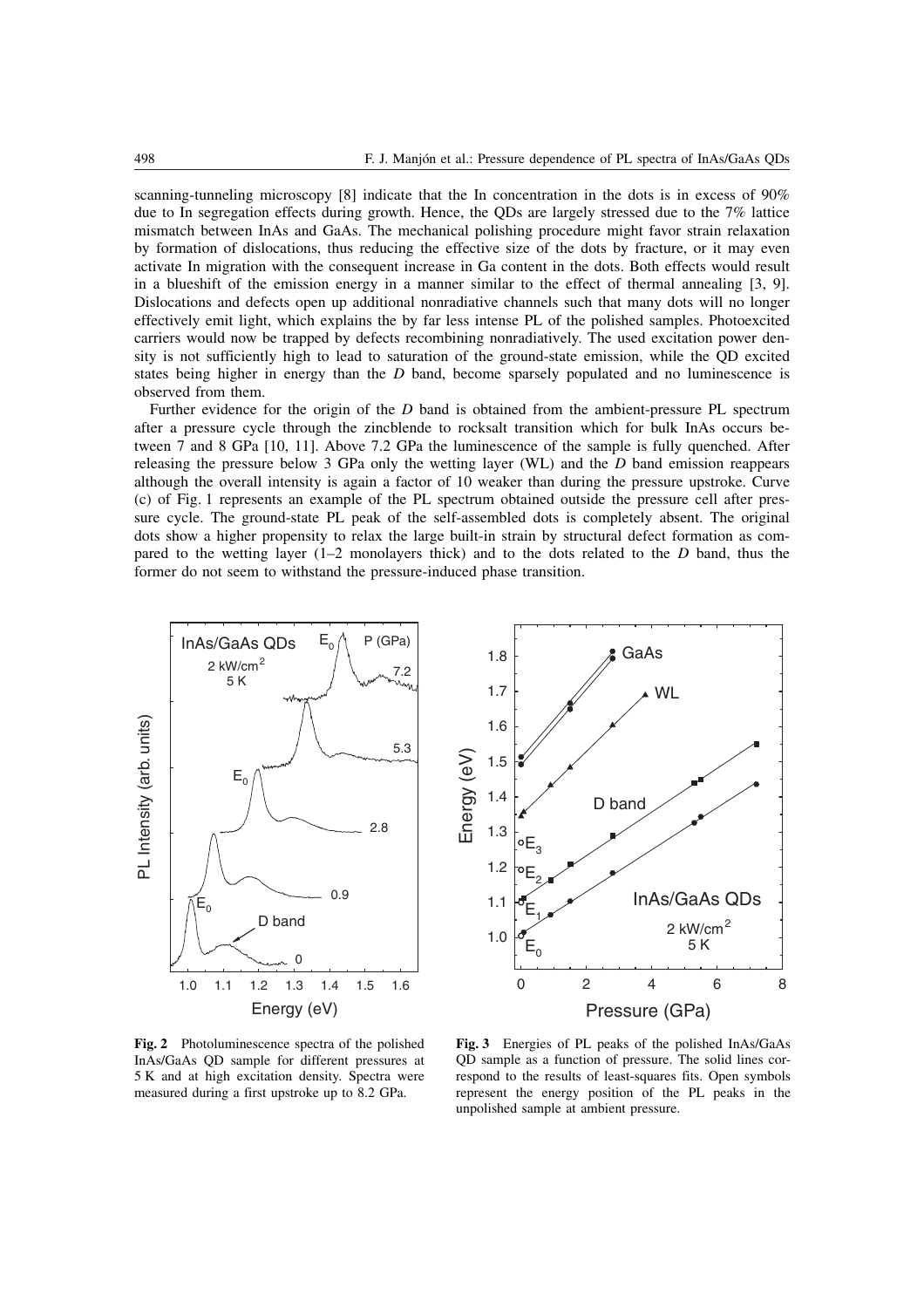scanning-tunneling microscopy [8] indicate that the In concentration in the dots is in excess of 90% due to In segregation effects during growth. Hence, the QDs are largely stressed due to the 7% lattice mismatch between InAs and GaAs. The mechanical polishing procedure might favor strain relaxation by formation of dislocations, thus reducing the effective size of the dots by fracture, or it may even activate In migration with the consequent increase in Ga content in the dots. Both effects would result in a blueshift of the emission energy in a manner similar to the effect of thermal annealing [3, 9]. Dislocations and defects open up additional nonradiative channels such that many dots will no longer effectively emit light, which explains the by far less intense PL of the polished samples. Photoexcited carriers would now be trapped by defects recombining nonradiatively. The used excitation power density is not sufficiently high to lead to saturation of the ground-state emission, while the QD excited states being higher in energy than the *D* band, become sparsely populated and no luminescence is observed from them.

Further evidence for the origin of the *D* band is obtained from the ambient-pressure PL spectrum after a pressure cycle through the zincblende to rocksalt transition which for bulk InAs occurs between 7 and 8 GPa [10, 11]. Above 7.2 GPa the luminescence of the sample is fully quenched. After releasing the pressure below 3 GPa only the wetting layer (WL) and the *D* band emission reappears although the overall intensity is again a factor of 10 weaker than during the pressure upstroke. Curve (c) of Fig. 1 represents an example of the PL spectrum obtained outside the pressure cell after pressure cycle. The ground-state PL peak of the self-assembled dots is completely absent. The original dots show a higher propensity to relax the large built-in strain by structural defect formation as compared to the wetting layer (1–2 monolayers thick) and to the dots related to the *D* band, thus the former do not seem to withstand the pressure-induced phase transition.

**Fig. 2** Photoluminescence spectra of the polished InAs/GaAs QD sample for different pressures at 5 K and at high excitation density. Spectra were measured during a first upstroke up to 8.2 GPa.

**Fig. 3** Energies of PL peaks of the polished InAs/GaAs QD sample as a function of pressure. The solid lines correspond to the results of least-squares fits. Open symbols represent the energy position of the PL peaks in the unpolished sample at ambient pressure.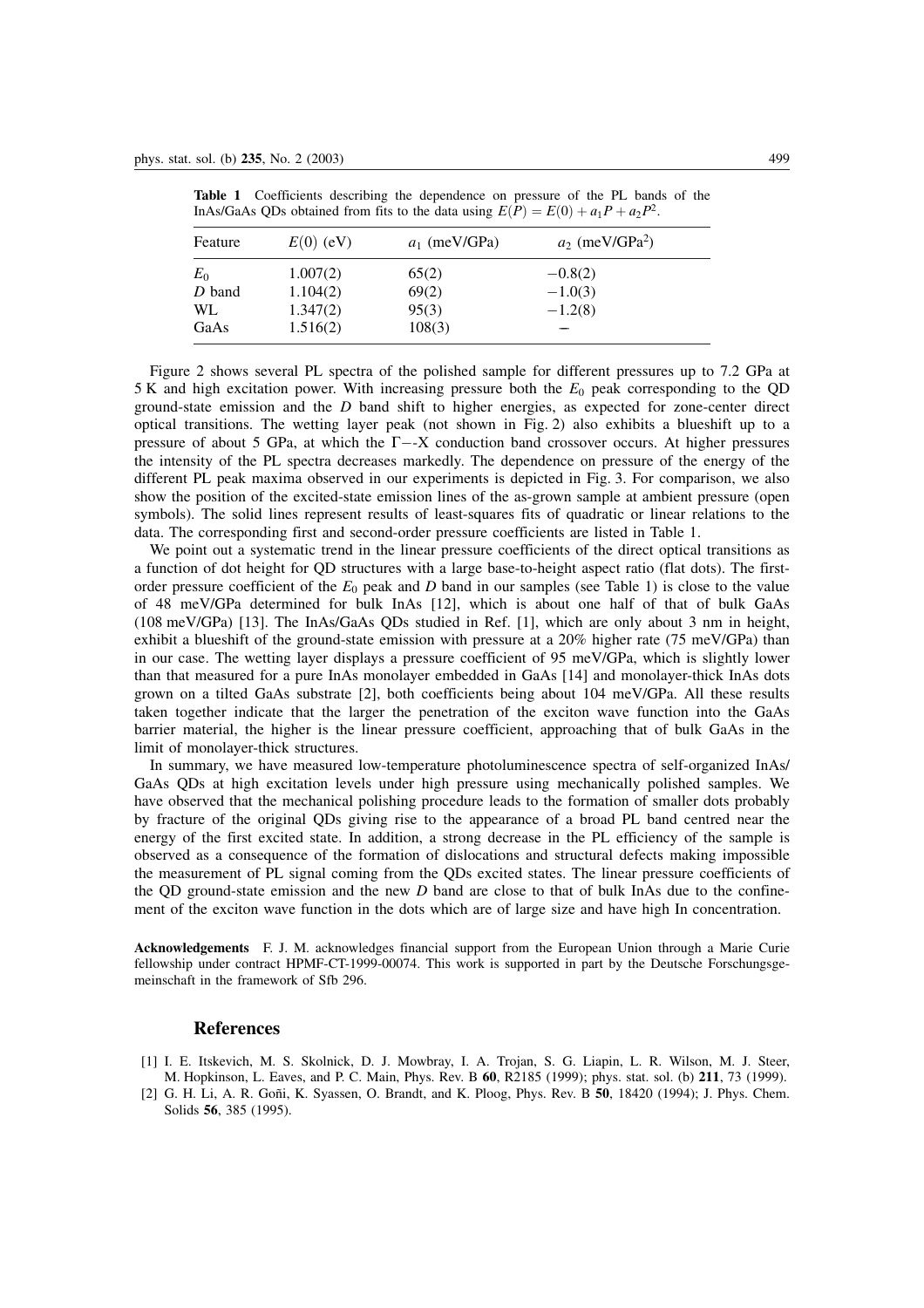**Table 1** Coefficients describing the dependence on pressure of the PL bands of the InAs/GaAs QDs obtained from fits to the data using $E(P) = E(0) + a_1 P + a_2 P^2$.

| Feature | $E(0)$ (eV) | $a_1$ (meV/GPa) | $a_2$ (meV/GPa$^2$) |
|---|---|---|---|
| $E_0$ | 1.007(2) | 65(2) | −0.8(2) |
| $D$ band | 1.104(2) | 69(2) | −1.0(3) |
| WL | 1.347(2) | 95(3) | −1.2(8) |
| GaAs | 1.516(2) | 108(3) | – |

Figure 2 shows several PL spectra of the polished sample for different pressures up to 7.2 GPa at 5 K and high excitation power. With increasing pressure both the $E_0$ peak corresponding to the QD ground-state emission and the $D$ band shift to higher energies, as expected for zone-center direct optical transitions. The wetting layer peak (not shown in Fig. 2) also exhibits a blueshift up to a pressure of about 5 GPa, at which the Γ−-X conduction band crossover occurs. At higher pressures the intensity of the PL spectra decreases markedly. The dependence on pressure of the energy of the different PL peak maxima observed in our experiments is depicted in Fig. 3. For comparison, we also show the position of the excited-state emission lines of the as-grown sample at ambient pressure (open symbols). The solid lines represent results of least-squares fits of quadratic or linear relations to the data. The corresponding first and second-order pressure coefficients are listed in Table 1.

We point out a systematic trend in the linear pressure coefficients of the direct optical transitions as a function of dot height for QD structures with a large base-to-height aspect ratio (flat dots). The first-order pressure coefficient of the $E_0$ peak and $D$ band in our samples (see Table 1) is close to the value of 48 meV/GPa determined for bulk InAs [12], which is about one half of that of bulk GaAs (108 meV/GPa) [13]. The InAs/GaAs QDs studied in Ref. [1], which are only about 3 nm in height, exhibit a blueshift of the ground-state emission with pressure at a 20% higher rate (75 meV/GPa) than in our case. The wetting layer displays a pressure coefficient of 95 meV/GPa, which is slightly lower than that measured for a pure InAs monolayer embedded in GaAs [14] and monolayer-thick InAs dots grown on a tilted GaAs substrate [2], both coefficients being about 104 meV/GPa. All these results taken together indicate that the larger the penetration of the exciton wave function into the GaAs barrier material, the higher is the linear pressure coefficient, approaching that of bulk GaAs in the limit of monolayer-thick structures.

In summary, we have measured low-temperature photoluminescence spectra of self-organized InAs/GaAs QDs at high excitation levels under high pressure using mechanically polished samples. We have observed that the mechanical polishing procedure leads to the formation of smaller dots probably by fracture of the original QDs giving rise to the appearance of a broad PL band centred near the energy of the first excited state. In addition, a strong decrease in the PL efficiency of the sample is observed as a consequence of the formation of dislocations and structural defects making impossible the measurement of PL signal coming from the QDs excited states. The linear pressure coefficients of the QD ground-state emission and the new $D$ band are close to that of bulk InAs due to the confinement of the exciton wave function in the dots which are of large size and have high In concentration.

**Acknowledgements** F. J. M. acknowledges financial support from the European Union through a Marie Curie fellowship under contract HPMF-CT-1999-00074. This work is supported in part by the Deutsche Forschungsgemeinschaft in the framework of Sfb 296.

## References

[1] I. E. Itskevich, M. S. Skolnick, D. J. Mowbray, I. A. Trojan, S. G. Liapin, L. R. Wilson, M. J. Steer, M. Hopkinson, L. Eaves, and P. C. Main, Phys. Rev. B **60**, R2185 (1999); phys. stat. sol. (b) **211**, 73 (1999).

[2] G. H. Li, A. R. Goñi, K. Syassen, O. Brandt, and K. Ploog, Phys. Rev. B **50**, 18420 (1994); J. Phys. Chem. Solids **56**, 385 (1995).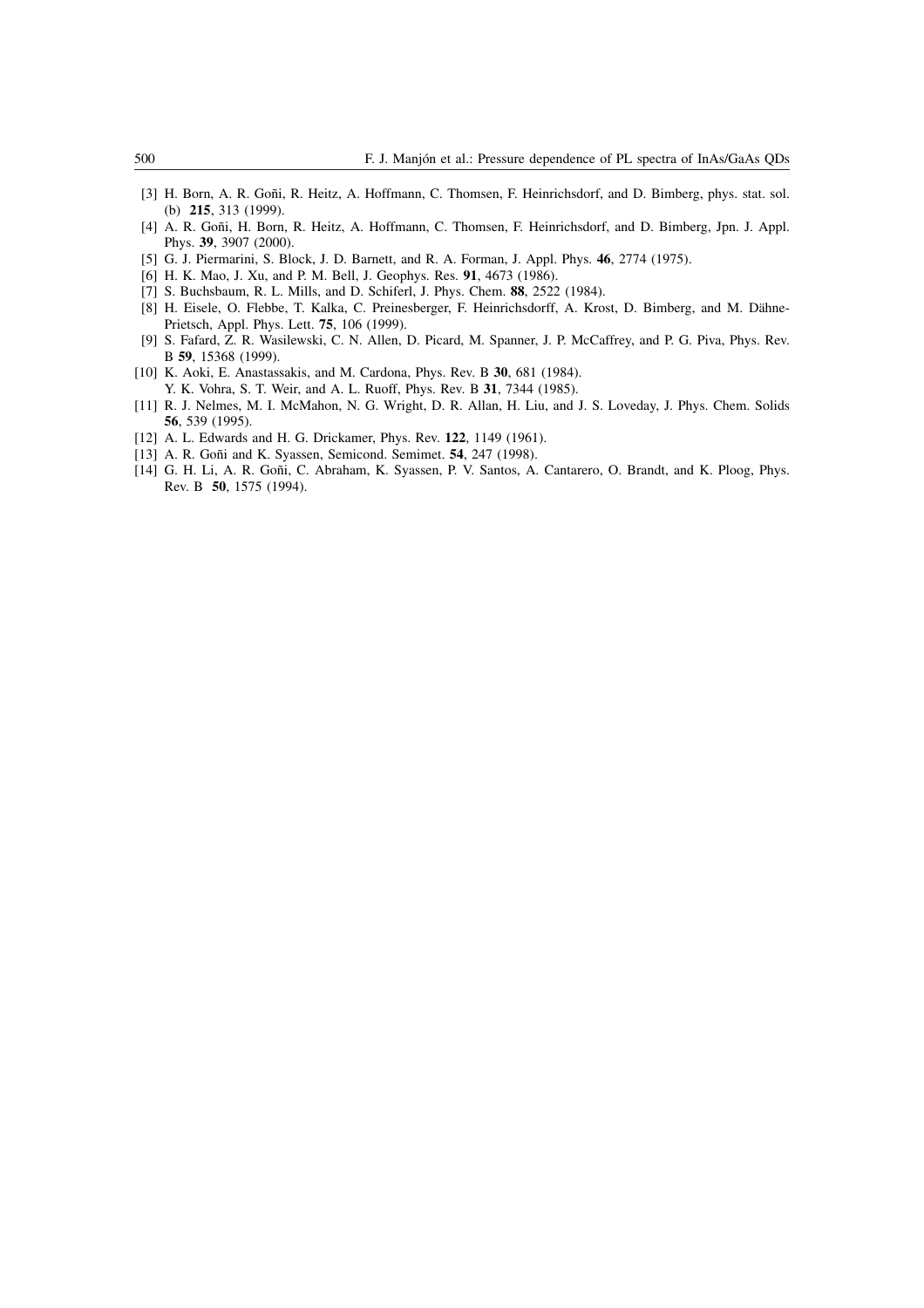[3] H. Born, A. R. Goñi, R. Heitz, A. Hoffmann, C. Thomsen, F. Heinrichsdorf, and D. Bimberg, phys. stat. sol. (b) **215**, 313 (1999).

[4] A. R. Goñi, H. Born, R. Heitz, A. Hoffmann, C. Thomsen, F. Heinrichsdorf, and D. Bimberg, Jpn. J. Appl. Phys. **39**, 3907 (2000).

[5] G. J. Piermarini, S. Block, J. D. Barnett, and R. A. Forman, J. Appl. Phys. **46**, 2774 (1975).

[6] H. K. Mao, J. Xu, and P. M. Bell, J. Geophys. Res. **91**, 4673 (1986).

[7] S. Buchsbaum, R. L. Mills, and D. Schiferl, J. Phys. Chem. **88**, 2522 (1984).

[8] H. Eisele, O. Flebbe, T. Kalka, C. Preinesberger, F. Heinrichsdorff, A. Krost, D. Bimberg, and M. Dähne-Prietsch, Appl. Phys. Lett. **75**, 106 (1999).

[9] S. Fafard, Z. R. Wasilewski, C. N. Allen, D. Picard, M. Spanner, J. P. McCaffrey, and P. G. Piva, Phys. Rev. B **59**, 15368 (1999).

[10] K. Aoki, E. Anastassakis, and M. Cardona, Phys. Rev. B **30**, 681 (1984).
Y. K. Vohra, S. T. Weir, and A. L. Ruoff, Phys. Rev. B **31**, 7344 (1985).

[11] R. J. Nelmes, M. I. McMahon, N. G. Wright, D. R. Allan, H. Liu, and J. S. Loveday, J. Phys. Chem. Solids **56**, 539 (1995).

[12] A. L. Edwards and H. G. Drickamer, Phys. Rev. **122**, 1149 (1961).

[13] A. R. Goñi and K. Syassen, Semicond. Semimet. **54**, 247 (1998).

[14] G. H. Li, A. R. Goñi, C. Abraham, K. Syassen, P. V. Santos, A. Cantarero, O. Brandt, and K. Ploog, Phys. Rev. B **50**, 1575 (1994).